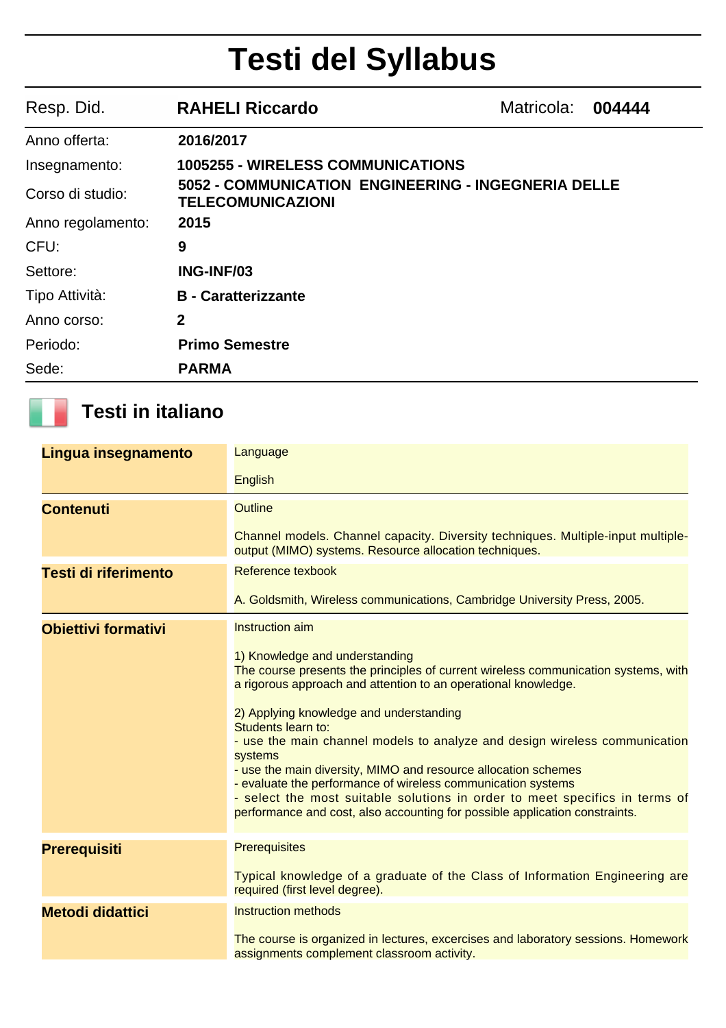# Testi del Syllabus

| Resp. Did. | RAHELI Riccardo | Matricola: | 004444 |
|---|---|---|---|

| | |
|---|---|
| Anno offerta: | **2016/2017** |
| Insegnamento: | **1005255 - WIRELESS COMMUNICATIONS** |
| Corso di studio: | **5052 - COMMUNICATION ENGINEERING - INGEGNERIA DELLE TELECOMUNICAZIONI** |
| Anno regolamento: | **2015** |
| CFU: | **9** |
| Settore: | **ING-INF/03** |
| Tipo Attività: | **B - Caratterizzante** |
| Anno corso: | **2** |
| Periodo: | **Primo Semestre** |
| Sede: | **PARMA** |

## Testi in italiano

**Lingua insegnamento**

Language

English

**Contenuti**

Outline

Channel models. Channel capacity. Diversity techniques. Multiple-input multiple-output (MIMO) systems. Resource allocation techniques.

**Testi di riferimento**

Reference texbook

A. Goldsmith, Wireless communications, Cambridge University Press, 2005.

**Obiettivi formativi**

Instruction aim

1) Knowledge and understanding
The course presents the principles of current wireless communication systems, with a rigorous approach and attention to an operational knowledge.

2) Applying knowledge and understanding
Students learn to:
- use the main channel models to analyze and design wireless communication systems
- use the main diversity, MIMO and resource allocation schemes
- evaluate the performance of wireless communication systems
- select the most suitable solutions in order to meet specifics in terms of performance and cost, also accounting for possible application constraints.

**Prerequisiti**

Prerequisites

Typical knowledge of a graduate of the Class of Information Engineering are required (first level degree).

**Metodi didattici**

Instruction methods

The course is organized in lectures, excercises and laboratory sessions. Homework assignments complement classroom activity.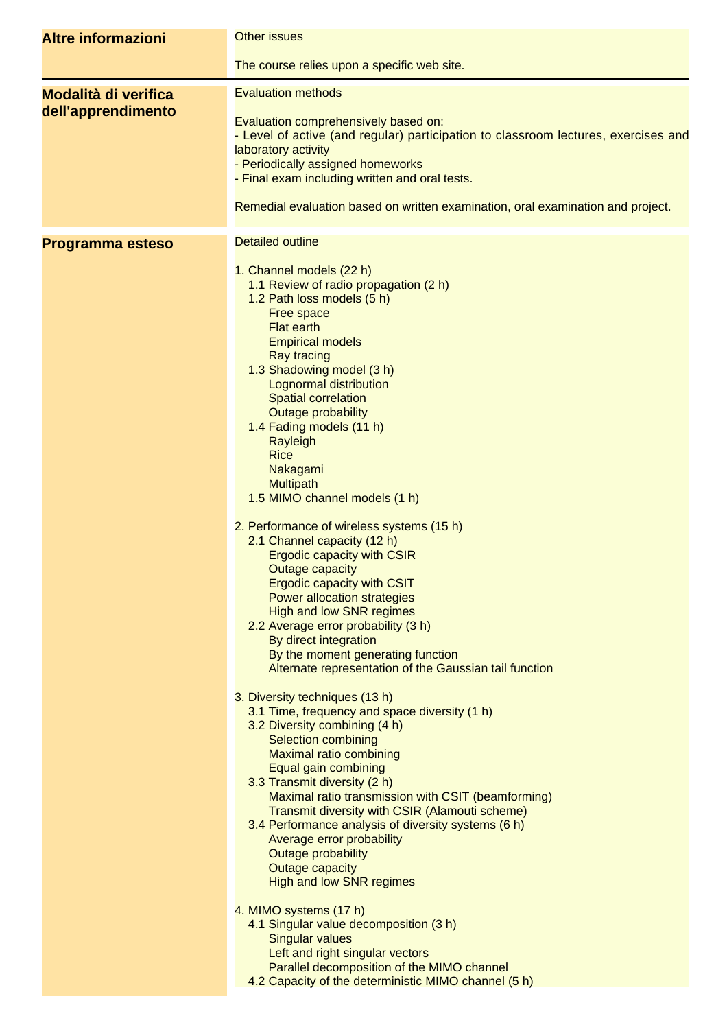## Altre informazioni

Other issues

The course relies upon a specific web site.

## Modalità di verifica dell'apprendimento

Evaluation methods

Evaluation comprehensively based on:
- Level of active (and regular) participation to classroom lectures, exercises and laboratory activity
- Periodically assigned homeworks
- Final exam including written and oral tests.

Remedial evaluation based on written examination, oral examination and project.

## Programma esteso

Detailed outline

1. Channel models (22 h)
   - 1.1 Review of radio propagation (2 h)
   - 1.2 Path loss models (5 h)
     - Free space
     - Flat earth
     - Empirical models
     - Ray tracing
   - 1.3 Shadowing model (3 h)
     - Lognormal distribution
     - Spatial correlation
     - Outage probability
   - 1.4 Fading models (11 h)
     - Rayleigh
     - Rice
     - Nakagami
     - Multipath
   - 1.5 MIMO channel models (1 h)

2. Performance of wireless systems (15 h)
   - 2.1 Channel capacity (12 h)
     - Ergodic capacity with CSIR
     - Outage capacity
     - Ergodic capacity with CSIT
     - Power allocation strategies
     - High and low SNR regimes
   - 2.2 Average error probability (3 h)
     - By direct integration
     - By the moment generating function
     - Alternate representation of the Gaussian tail function

3. Diversity techniques (13 h)
   - 3.1 Time, frequency and space diversity (1 h)
   - 3.2 Diversity combining (4 h)
     - Selection combining
     - Maximal ratio combining
     - Equal gain combining
   - 3.3 Transmit diversity (2 h)
     - Maximal ratio transmission with CSIT (beamforming)
     - Transmit diversity with CSIR (Alamouti scheme)
   - 3.4 Performance analysis of diversity systems (6 h)
     - Average error probability
     - Outage probability
     - Outage capacity
     - High and low SNR regimes

4. MIMO systems (17 h)
   - 4.1 Singular value decomposition (3 h)
     - Singular values
     - Left and right singular vectors
     - Parallel decomposition of the MIMO channel
   - 4.2 Capacity of the deterministic MIMO channel (5 h)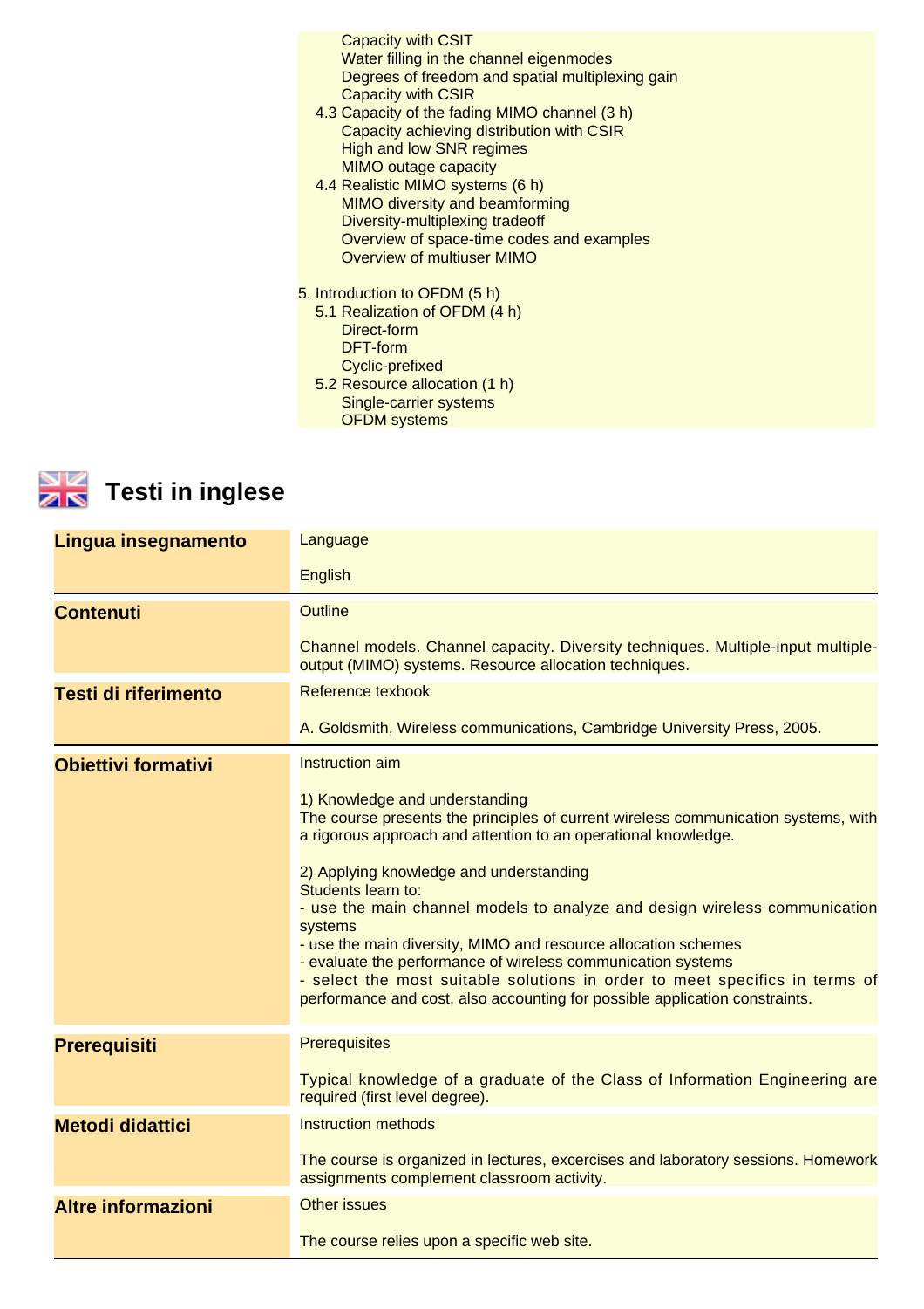Capacity with CSIT
Water filling in the channel eigenmodes
Degrees of freedom and spatial multiplexing gain
Capacity with CSIR

4.3 Capacity of the fading MIMO channel (3 h)
- Capacity achieving distribution with CSIR
- High and low SNR regimes
- MIMO outage capacity

4.4 Realistic MIMO systems (6 h)
- MIMO diversity and beamforming
- Diversity-multiplexing tradeoff
- Overview of space-time codes and examples
- Overview of multiuser MIMO

5. Introduction to OFDM (5 h)

5.1 Realization of OFDM (4 h)
- Direct-form
- DFT-form
- Cyclic-prefixed

5.2 Resource allocation (1 h)
- Single-carrier systems
- OFDM systems

## Testi in inglese

| | |
|---|---|
| **Lingua insegnamento** | Language<br><br>English |
| **Contenuti** | Outline<br><br>Channel models. Channel capacity. Diversity techniques. Multiple-input multiple-output (MIMO) systems. Resource allocation techniques. |
| **Testi di riferimento** | Reference texbook<br><br>A. Goldsmith, Wireless communications, Cambridge University Press, 2005. |
| **Obiettivi formativi** | Instruction aim<br><br>1) Knowledge and understanding<br>The course presents the principles of current wireless communication systems, with a rigorous approach and attention to an operational knowledge.<br><br>2) Applying knowledge and understanding<br>Students learn to:<br>- use the main channel models to analyze and design wireless communication systems<br>- use the main diversity, MIMO and resource allocation schemes<br>- evaluate the performance of wireless communication systems<br>- select the most suitable solutions in order to meet specifics in terms of performance and cost, also accounting for possible application constraints. |
| **Prerequisiti** | Prerequisites<br><br>Typical knowledge of a graduate of the Class of Information Engineering are required (first level degree). |
| **Metodi didattici** | Instruction methods<br><br>The course is organized in lectures, excercises and laboratory sessions. Homework assignments complement classroom activity. |
| **Altre informazioni** | Other issues<br><br>The course relies upon a specific web site. |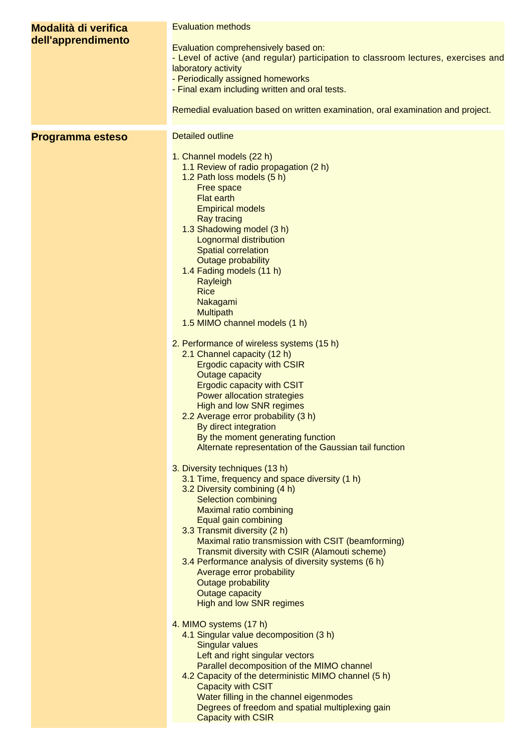**Modalità di verifica dell'apprendimento**

Evaluation methods

Evaluation comprehensively based on:
- Level of active (and regular) participation to classroom lectures, exercises and laboratory activity
- Periodically assigned homeworks
- Final exam including written and oral tests.

Remedial evaluation based on written examination, oral examination and project.

**Programma esteso**

Detailed outline

1. Channel models (22 h)
   - 1.1 Review of radio propagation (2 h)
   - 1.2 Path loss models (5 h)
     - Free space
     - Flat earth
     - Empirical models
     - Ray tracing
   - 1.3 Shadowing model (3 h)
     - Lognormal distribution
     - Spatial correlation
     - Outage probability
   - 1.4 Fading models (11 h)
     - Rayleigh
     - Rice
     - Nakagami
     - Multipath
   - 1.5 MIMO channel models (1 h)

2. Performance of wireless systems (15 h)
   - 2.1 Channel capacity (12 h)
     - Ergodic capacity with CSIR
     - Outage capacity
     - Ergodic capacity with CSIT
     - Power allocation strategies
     - High and low SNR regimes
   - 2.2 Average error probability (3 h)
     - By direct integration
     - By the moment generating function
     - Alternate representation of the Gaussian tail function

3. Diversity techniques (13 h)
   - 3.1 Time, frequency and space diversity (1 h)
   - 3.2 Diversity combining (4 h)
     - Selection combining
     - Maximal ratio combining
     - Equal gain combining
   - 3.3 Transmit diversity (2 h)
     - Maximal ratio transmission with CSIT (beamforming)
     - Transmit diversity with CSIR (Alamouti scheme)
   - 3.4 Performance analysis of diversity systems (6 h)
     - Average error probability
     - Outage probability
     - Outage capacity
     - High and low SNR regimes

4. MIMO systems (17 h)
   - 4.1 Singular value decomposition (3 h)
     - Singular values
     - Left and right singular vectors
     - Parallel decomposition of the MIMO channel
   - 4.2 Capacity of the deterministic MIMO channel (5 h)
     - Capacity with CSIT
     - Water filling in the channel eigenmodes
     - Degrees of freedom and spatial multiplexing gain
     - Capacity with CSIR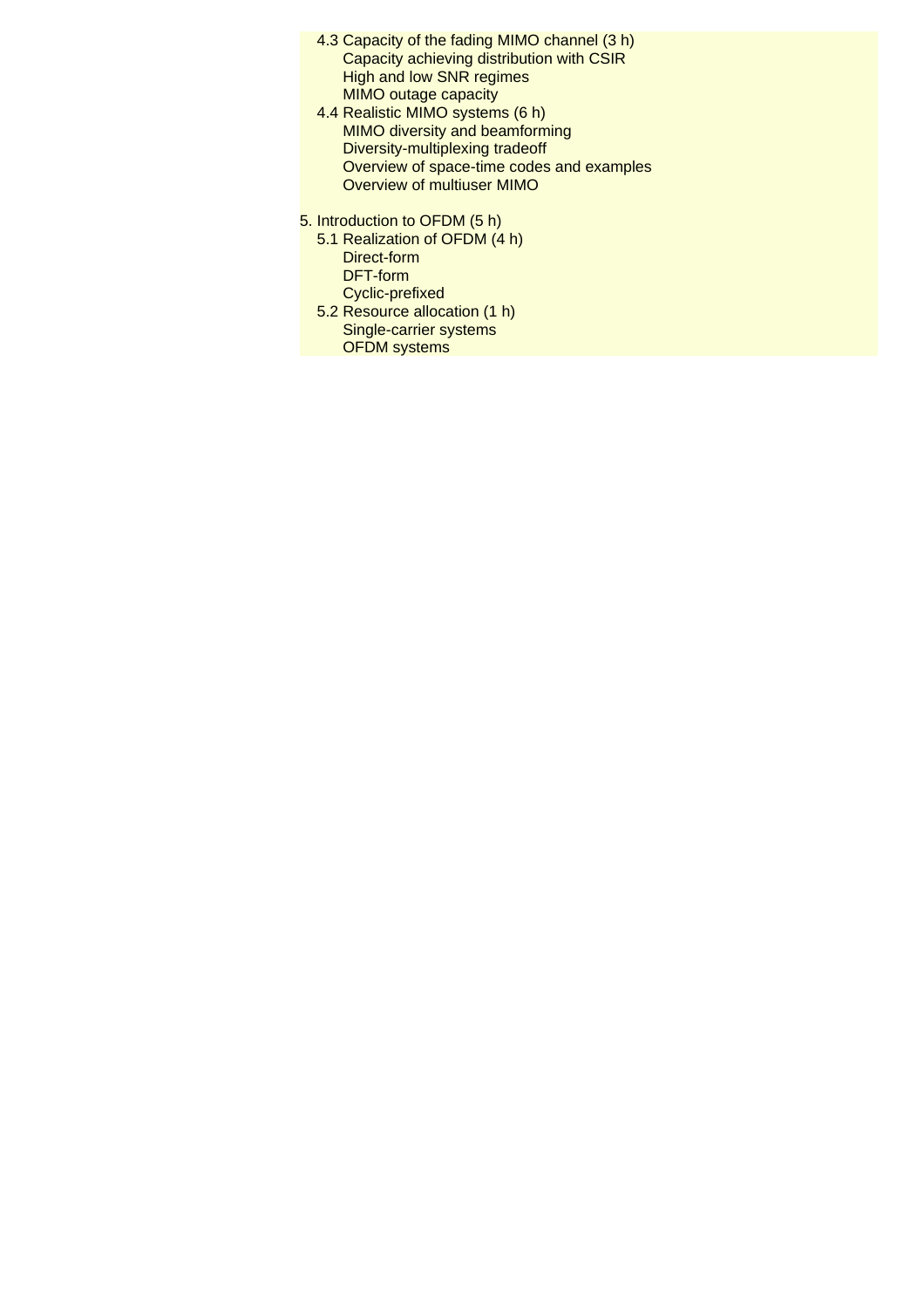- 4.3 Capacity of the fading MIMO channel (3 h)
  - Capacity achieving distribution with CSIR
  - High and low SNR regimes
  - MIMO outage capacity
- 4.4 Realistic MIMO systems (6 h)
  - MIMO diversity and beamforming
  - Diversity-multiplexing tradeoff
  - Overview of space-time codes and examples
  - Overview of multiuser MIMO

5. Introduction to OFDM (5 h)
   - 5.1 Realization of OFDM (4 h)
     - Direct-form
     - DFT-form
     - Cyclic-prefixed
   - 5.2 Resource allocation (1 h)
     - Single-carrier systems
     - OFDM systems